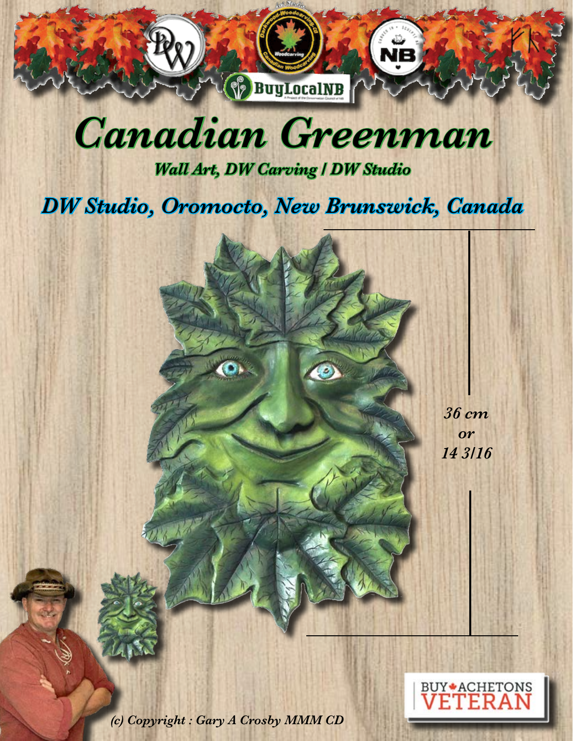# Canadian Greenman

### *Wall Art, DW Carving | DW Studio*

## *DW Studio, Oromocto, New Brunswick, Canada*

*36 cm*
*or*
*14 3/16*

BUY ACHETONS VETERAN

*(c) Copyright : Gary A Crosby MMM CD*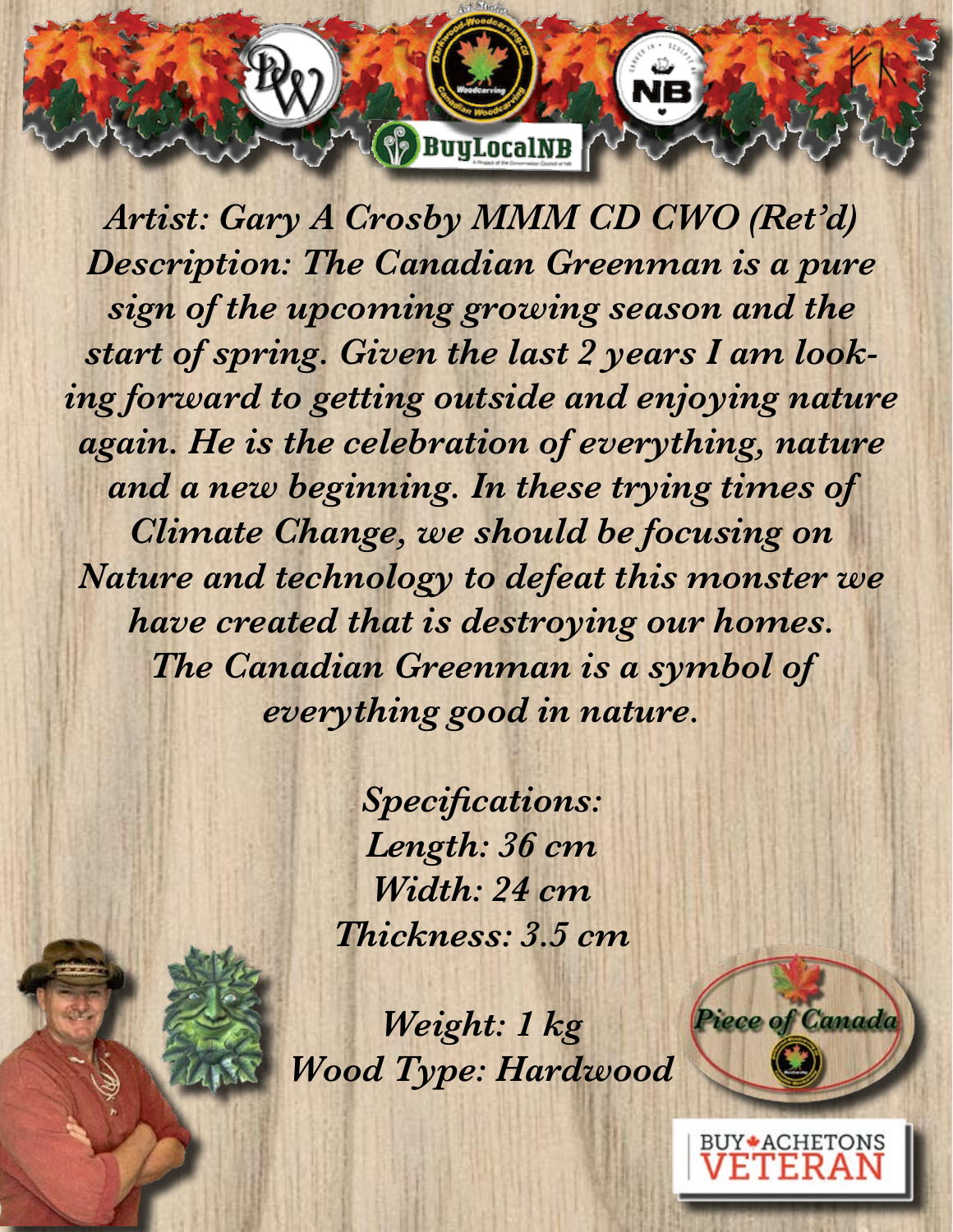*Artist: Gary A Crosby MMM CD CWO (Ret'd)*

*Description: The Canadian Greenman is a pure sign of the upcoming growing season and the start of spring. Given the last 2 years I am looking forward to getting outside and enjoying nature again. He is the celebration of everything, nature and a new beginning. In these trying times of Climate Change, we should be focusing on Nature and technology to defeat this monster we have created that is destroying our homes. The Canadian Greenman is a symbol of everything good in nature.*

*Specifications:*
*Length: 36 cm*
*Width: 24 cm*
*Thickness: 3.5 cm*

*Weight: 1 kg*
*Wood Type: Hardwood*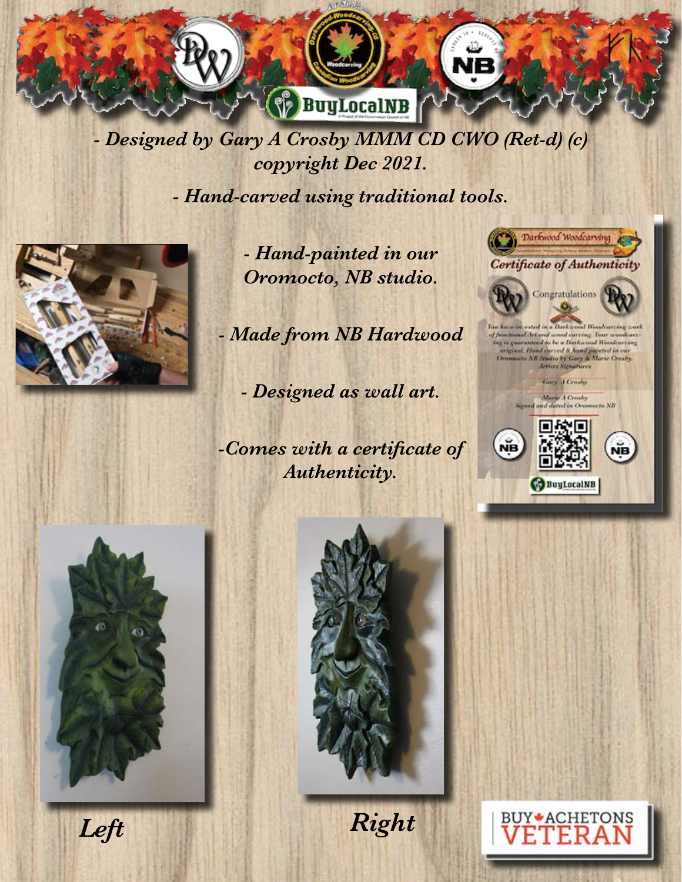*- Designed by Gary A Crosby MMM CD CWO (Ret-d) (c) copyright Dec 2021.*

*- Hand-carved using traditional tools.*

*- Hand-painted in our Oromocto, NB studio.*

*- Made from NB Hardwood*

*- Designed as wall art.*

*-Comes with a certificate of Authenticity.*

*Left*

*Right*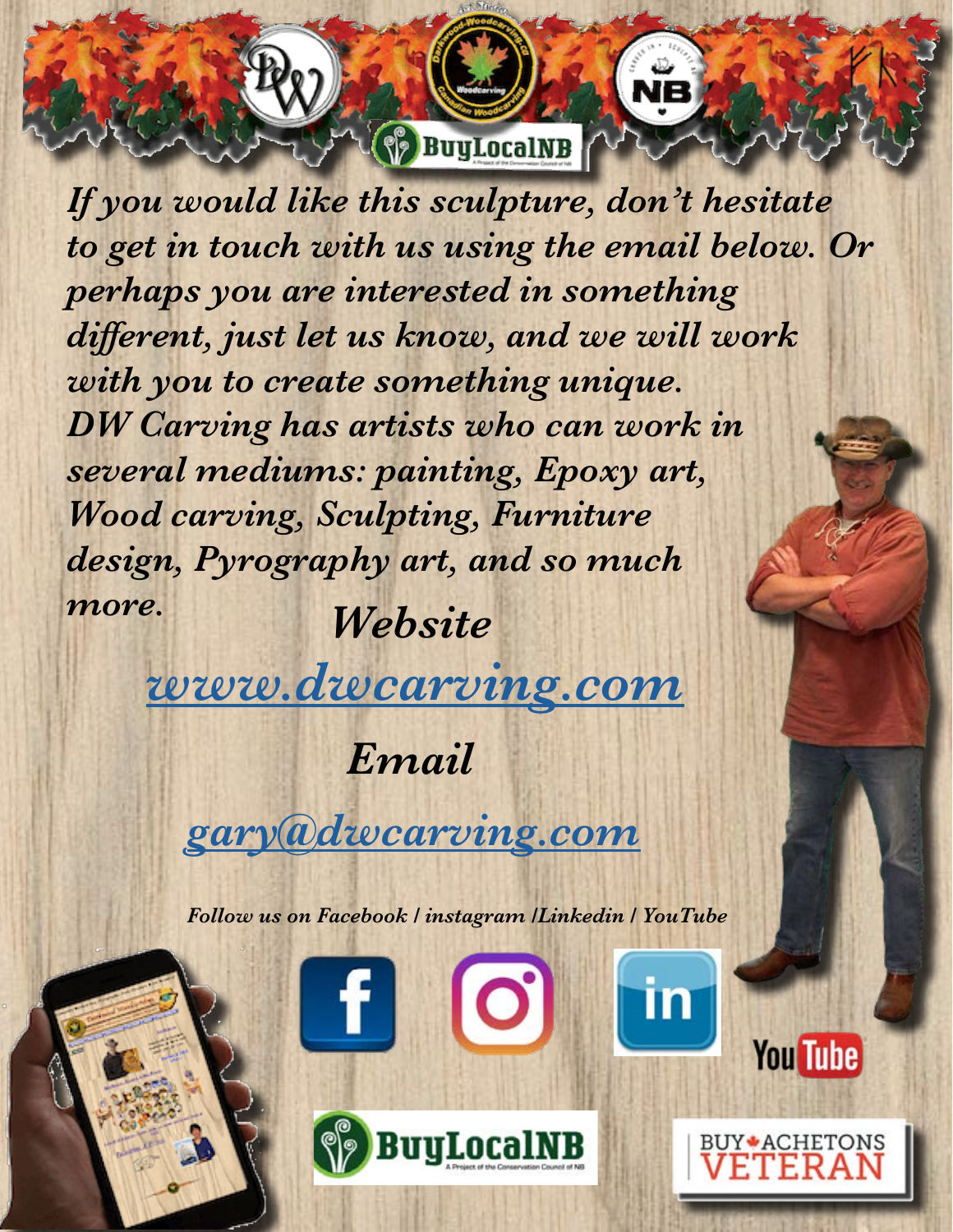*If you would like this sculpture, don't hesitate to get in touch with us using the email below. Or perhaps you are interested in something different, just let us know, and we will work with you to create something unique. DW Carving has artists who can work in several mediums: painting, Epoxy art, Wood carving, Sculpting, Furniture design, Pyrography art, and so much more.*

## *Website*

## *[www.dwcarving.com](http://www.dwcarving.com)*

## *Email*

## *[gary@dwcarving.com](mailto:gary@dwcarving.com)*

*Follow us on Facebook / instagram /Linkedin / YouTube*